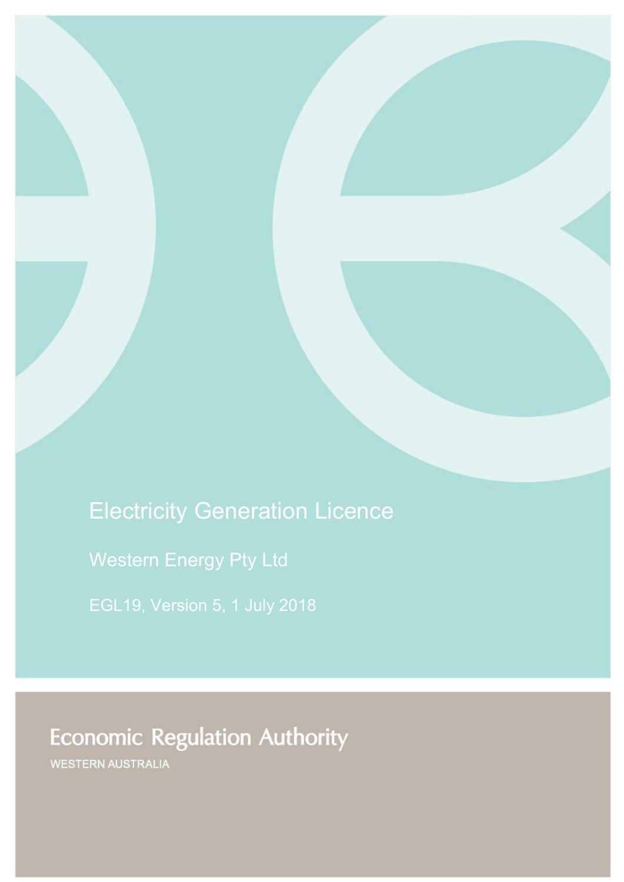# Electricity Generation Licence

## Western Energy Pty Ltd

EGL19, Version 5, 1 July 2018

**Economic Regulation Authority**

WESTERN AUSTRALIA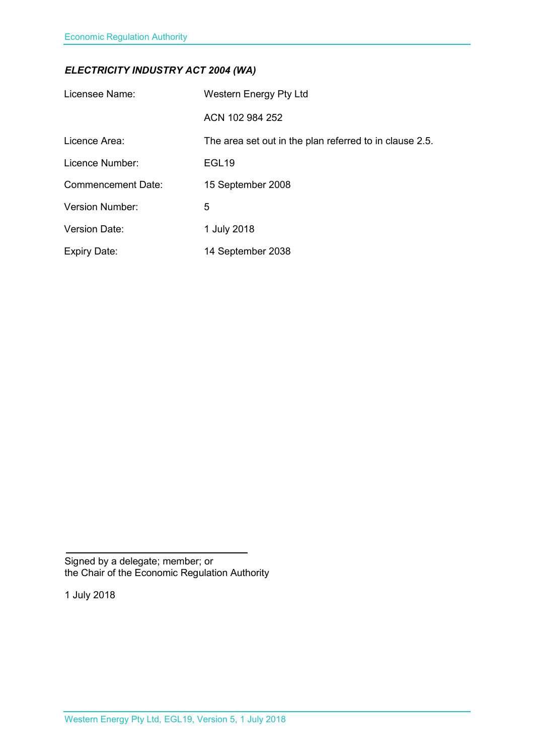***ELECTRICITY INDUSTRY ACT 2004 (WA)***

| | |
|---|---|
| Licensee Name: | Western Energy Pty Ltd |
| | ACN 102 984 252 |
| Licence Area: | The area set out in the plan referred to in clause 2.5. |
| Licence Number: | EGL19 |
| Commencement Date: | 15 September 2008 |
| Version Number: | 5 |
| Version Date: | 1 July 2018 |
| Expiry Date: | 14 September 2038 |

Signed by a delegate; member; or
the Chair of the Economic Regulation Authority

1 July 2018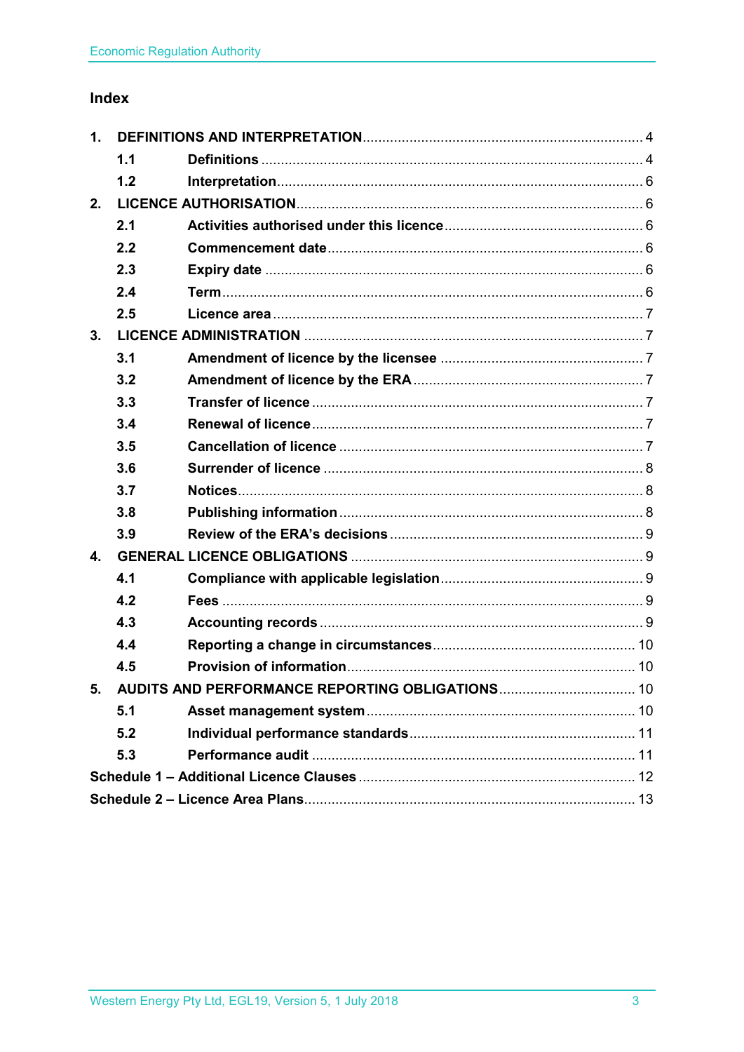## Index

1. **DEFINITIONS AND INTERPRETATION** .......... 4
   - **1.1 Definitions** .......... 4
   - **1.2 Interpretation** .......... 6
2. **LICENCE AUTHORISATION** .......... 6
   - **2.1 Activities authorised under this licence** .......... 6
   - **2.2 Commencement date** .......... 6
   - **2.3 Expiry date** .......... 6
   - **2.4 Term** .......... 6
   - **2.5 Licence area** .......... 7
3. **LICENCE ADMINISTRATION** .......... 7
   - **3.1 Amendment of licence by the licensee** .......... 7
   - **3.2 Amendment of licence by the ERA** .......... 7
   - **3.3 Transfer of licence** .......... 7
   - **3.4 Renewal of licence** .......... 7
   - **3.5 Cancellation of licence** .......... 7
   - **3.6 Surrender of licence** .......... 8
   - **3.7 Notices** .......... 8
   - **3.8 Publishing information** .......... 8
   - **3.9 Review of the ERA's decisions** .......... 9
4. **GENERAL LICENCE OBLIGATIONS** .......... 9
   - **4.1 Compliance with applicable legislation** .......... 9
   - **4.2 Fees** .......... 9
   - **4.3 Accounting records** .......... 9
   - **4.4 Reporting a change in circumstances** .......... 10
   - **4.5 Provision of information** .......... 10
5. **AUDITS AND PERFORMANCE REPORTING OBLIGATIONS** .......... 10
   - **5.1 Asset management system** .......... 10
   - **5.2 Individual performance standards** .......... 11
   - **5.3 Performance audit** .......... 11

**Schedule 1 – Additional Licence Clauses** .......... 12

**Schedule 2 – Licence Area Plans** .......... 13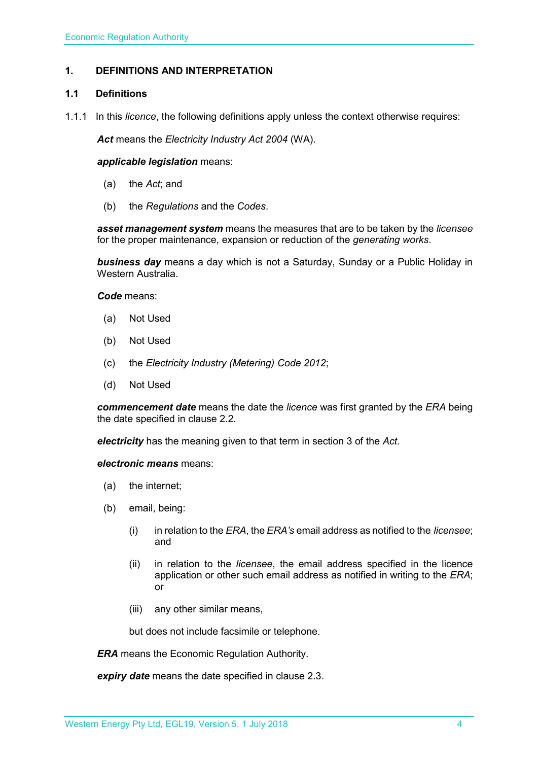# 1. DEFINITIONS AND INTERPRETATION

## 1.1 Definitions

1.1.1 In this *licence*, the following definitions apply unless the context otherwise requires:

***Act*** means the *Electricity Industry Act 2004* (WA).

***applicable legislation*** means:

(a) the *Act*; and

(b) the *Regulations* and the *Codes*.

***asset management system*** means the measures that are to be taken by the *licensee* for the proper maintenance, expansion or reduction of the *generating works*.

***business day*** means a day which is not a Saturday, Sunday or a Public Holiday in Western Australia.

***Code*** means:

(a) Not Used

(b) Not Used

(c) the *Electricity Industry (Metering) Code 2012*;

(d) Not Used

***commencement date*** means the date the *licence* was first granted by the *ERA* being the date specified in clause 2.2.

***electricity*** has the meaning given to that term in section 3 of the *Act*.

***electronic means*** means:

(a) the internet;

(b) email, being:

(i) in relation to the *ERA*, the *ERA's* email address as notified to the *licensee*; and

(ii) in relation to the *licensee*, the email address specified in the licence application or other such email address as notified in writing to the *ERA*; or

(iii) any other similar means,

but does not include facsimile or telephone.

***ERA*** means the Economic Regulation Authority.

***expiry date*** means the date specified in clause 2.3.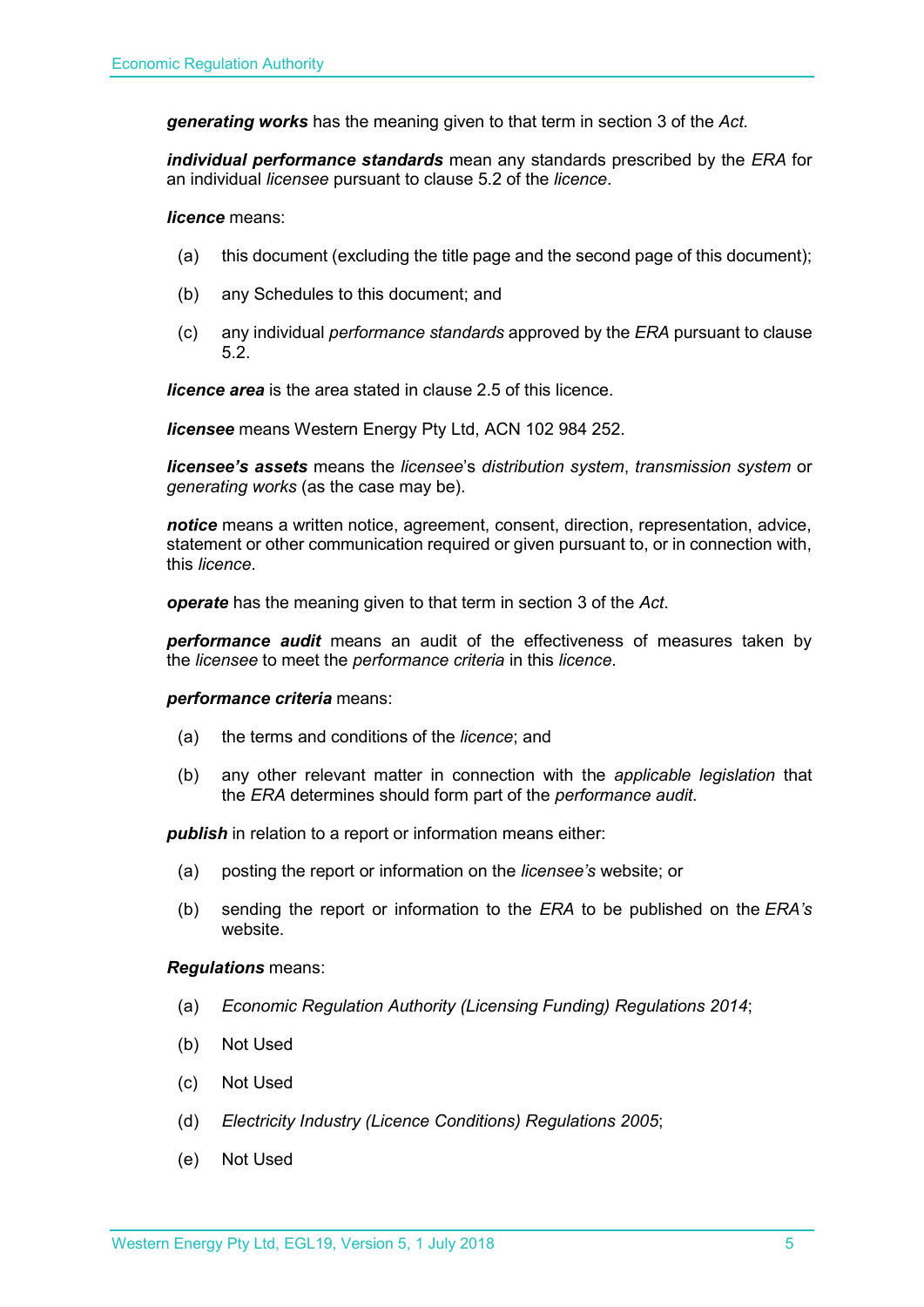***generating works*** has the meaning given to that term in section 3 of the *Act.*

***individual performance standards*** mean any standards prescribed by the *ERA* for an individual *licensee* pursuant to clause 5.2 of the *licence*.

***licence*** means:

(a) this document (excluding the title page and the second page of this document);

(b) any Schedules to this document; and

(c) any individual *performance standards* approved by the *ERA* pursuant to clause 5.2.

***licence area*** is the area stated in clause 2.5 of this licence.

***licensee*** means Western Energy Pty Ltd, ACN 102 984 252.

***licensee's assets*** means the *licensee*'s *distribution system*, *transmission system* or *generating works* (as the case may be).

***notice*** means a written notice, agreement, consent, direction, representation, advice, statement or other communication required or given pursuant to, or in connection with, this *licence*.

***operate*** has the meaning given to that term in section 3 of the *Act*.

***performance audit*** means an audit of the effectiveness of measures taken by the *licensee* to meet the *performance criteria* in this *licence*.

***performance criteria*** means:

(a) the terms and conditions of the *licence*; and

(b) any other relevant matter in connection with the *applicable legislation* that the *ERA* determines should form part of the *performance audit*.

***publish*** in relation to a report or information means either:

(a) posting the report or information on the *licensee's* website; or

(b) sending the report or information to the *ERA* to be published on the *ERA's* website.

***Regulations*** means:

(a) *Economic Regulation Authority (Licensing Funding) Regulations 2014*;

(b) Not Used

(c) Not Used

(d) *Electricity Industry (Licence Conditions) Regulations 2005*;

(e) Not Used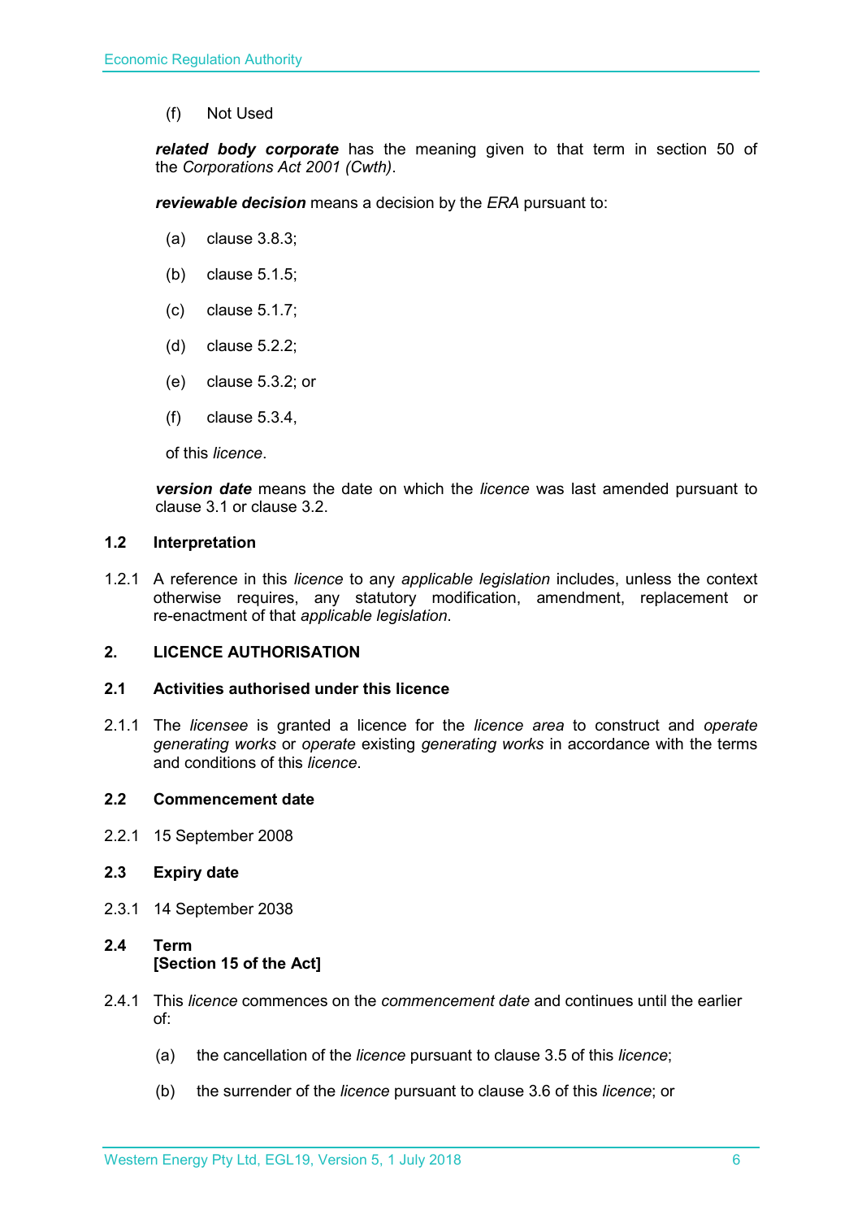(f) Not Used

***related body corporate*** has the meaning given to that term in section 50 of the *Corporations Act 2001 (Cwth)*.

***reviewable decision*** means a decision by the *ERA* pursuant to:

(a) clause 3.8.3;

(b) clause 5.1.5;

(c) clause 5.1.7;

(d) clause 5.2.2;

(e) clause 5.3.2; or

(f) clause 5.3.4,

of this *licence*.

***version date*** means the date on which the *licence* was last amended pursuant to clause 3.1 or clause 3.2.

### 1.2 Interpretation

1.2.1 A reference in this *licence* to any *applicable legislation* includes, unless the context otherwise requires, any statutory modification, amendment, replacement or re-enactment of that *applicable legislation*.

## 2. LICENCE AUTHORISATION

### 2.1 Activities authorised under this licence

2.1.1 The *licensee* is granted a licence for the *licence area* to construct and *operate generating works* or *operate* existing *generating works* in accordance with the terms and conditions of this *licence*.

### 2.2 Commencement date

2.2.1 15 September 2008

### 2.3 Expiry date

2.3.1 14 September 2038

### 2.4 Term [Section 15 of the Act]

2.4.1 This *licence* commences on the *commencement date* and continues until the earlier of:

(a) the cancellation of the *licence* pursuant to clause 3.5 of this *licence*;

(b) the surrender of the *licence* pursuant to clause 3.6 of this *licence*; or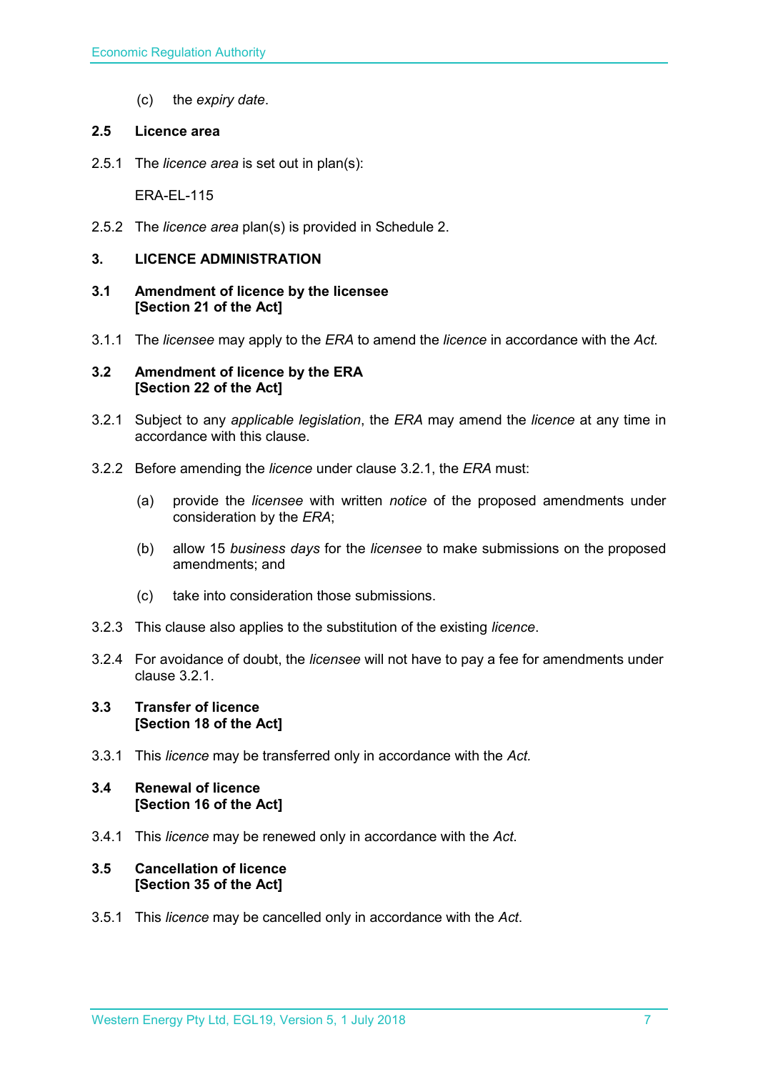(c) the *expiry date*.

### 2.5 Licence area

2.5.1 The *licence area* is set out in plan(s):

ERA-EL-115

2.5.2 The *licence area* plan(s) is provided in Schedule 2.

## 3. LICENCE ADMINISTRATION

### 3.1 Amendment of licence by the licensee [Section 21 of the Act]

3.1.1 The *licensee* may apply to the *ERA* to amend the *licence* in accordance with the *Act.*

### 3.2 Amendment of licence by the ERA [Section 22 of the Act]

3.2.1 Subject to any *applicable legislation*, the *ERA* may amend the *licence* at any time in accordance with this clause.

3.2.2 Before amending the *licence* under clause 3.2.1, the *ERA* must:

(a) provide the *licensee* with written *notice* of the proposed amendments under consideration by the *ERA*;

(b) allow 15 *business days* for the *licensee* to make submissions on the proposed amendments; and

(c) take into consideration those submissions.

3.2.3 This clause also applies to the substitution of the existing *licence*.

3.2.4 For avoidance of doubt, the *licensee* will not have to pay a fee for amendments under clause 3.2.1.

### 3.3 Transfer of licence [Section 18 of the Act]

3.3.1 This *licence* may be transferred only in accordance with the *Act.*

### 3.4 Renewal of licence [Section 16 of the Act]

3.4.1 This *licence* may be renewed only in accordance with the *Act*.

### 3.5 Cancellation of licence [Section 35 of the Act]

3.5.1 This *licence* may be cancelled only in accordance with the *Act*.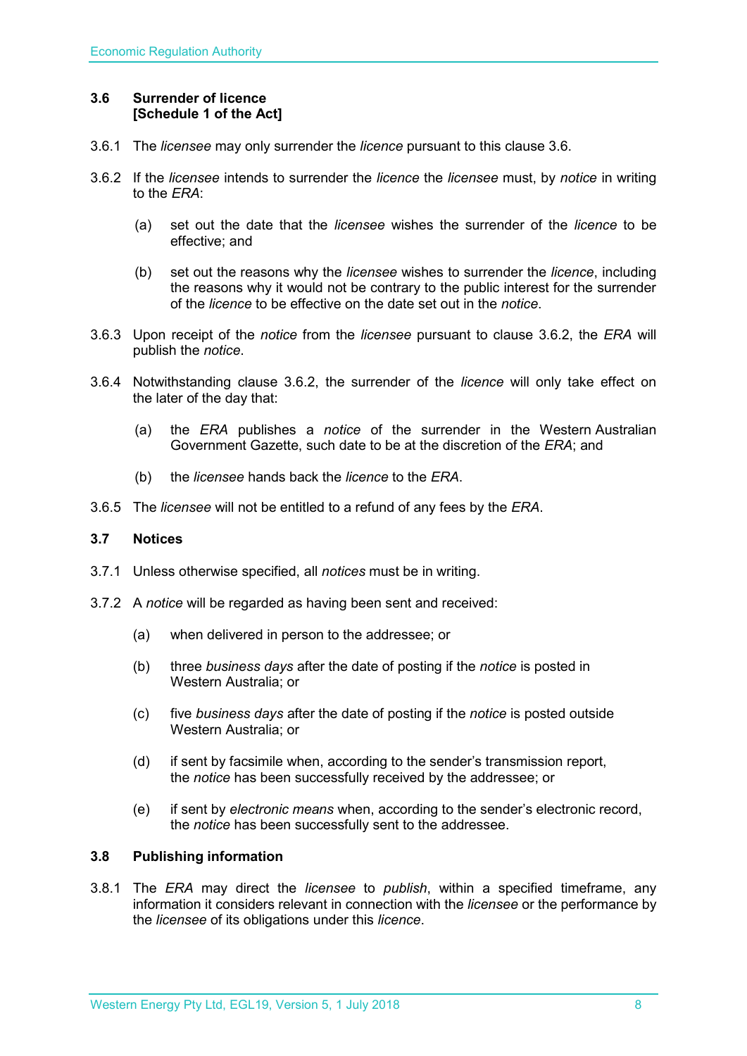### 3.6 Surrender of licence [Schedule 1 of the Act]

3.6.1 The *licensee* may only surrender the *licence* pursuant to this clause 3.6.

3.6.2 If the *licensee* intends to surrender the *licence* the *licensee* must, by *notice* in writing to the *ERA*:

(a) set out the date that the *licensee* wishes the surrender of the *licence* to be effective; and

(b) set out the reasons why the *licensee* wishes to surrender the *licence*, including the reasons why it would not be contrary to the public interest for the surrender of the *licence* to be effective on the date set out in the *notice*.

3.6.3 Upon receipt of the *notice* from the *licensee* pursuant to clause 3.6.2, the *ERA* will publish the *notice*.

3.6.4 Notwithstanding clause 3.6.2, the surrender of the *licence* will only take effect on the later of the day that:

(a) the *ERA* publishes a *notice* of the surrender in the Western Australian Government Gazette, such date to be at the discretion of the *ERA*; and

(b) the *licensee* hands back the *licence* to the *ERA*.

3.6.5 The *licensee* will not be entitled to a refund of any fees by the *ERA*.

### 3.7 Notices

3.7.1 Unless otherwise specified, all *notices* must be in writing.

3.7.2 A *notice* will be regarded as having been sent and received:

(a) when delivered in person to the addressee; or

(b) three *business days* after the date of posting if the *notice* is posted in Western Australia; or

(c) five *business days* after the date of posting if the *notice* is posted outside Western Australia; or

(d) if sent by facsimile when, according to the sender's transmission report, the *notice* has been successfully received by the addressee; or

(e) if sent by *electronic means* when, according to the sender's electronic record, the *notice* has been successfully sent to the addressee.

### 3.8 Publishing information

3.8.1 The *ERA* may direct the *licensee* to *publish*, within a specified timeframe, any information it considers relevant in connection with the *licensee* or the performance by the *licensee* of its obligations under this *licence*.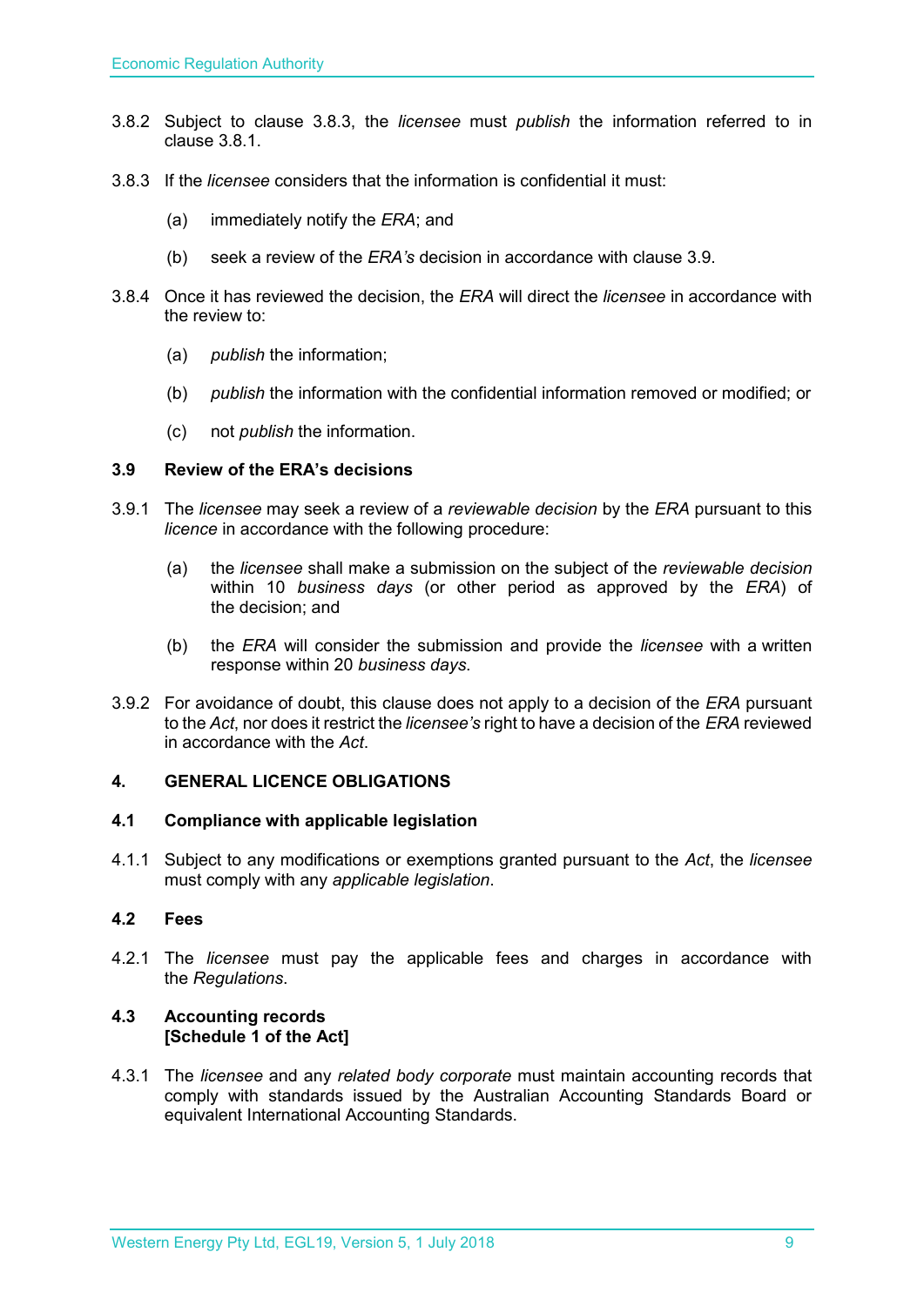3.8.2 Subject to clause 3.8.3, the *licensee* must *publish* the information referred to in clause 3.8.1.

3.8.3 If the *licensee* considers that the information is confidential it must:

(a) immediately notify the *ERA*; and

(b) seek a review of the *ERA's* decision in accordance with clause 3.9.

3.8.4 Once it has reviewed the decision, the *ERA* will direct the *licensee* in accordance with the review to:

(a) *publish* the information;

(b) *publish* the information with the confidential information removed or modified; or

(c) not *publish* the information.

### 3.9 Review of the ERA's decisions

3.9.1 The *licensee* may seek a review of a *reviewable decision* by the *ERA* pursuant to this *licence* in accordance with the following procedure:

(a) the *licensee* shall make a submission on the subject of the *reviewable decision* within 10 *business days* (or other period as approved by the *ERA*) of the decision; and

(b) the *ERA* will consider the submission and provide the *licensee* with a written response within 20 *business days*.

3.9.2 For avoidance of doubt, this clause does not apply to a decision of the *ERA* pursuant to the *Act*, nor does it restrict the *licensee's* right to have a decision of the *ERA* reviewed in accordance with the *Act*.

## 4. GENERAL LICENCE OBLIGATIONS

### 4.1 Compliance with applicable legislation

4.1.1 Subject to any modifications or exemptions granted pursuant to the *Act*, the *licensee* must comply with any *applicable legislation*.

### 4.2 Fees

4.2.1 The *licensee* must pay the applicable fees and charges in accordance with the *Regulations*.

### 4.3 Accounting records
### [Schedule 1 of the Act]

4.3.1 The *licensee* and any *related body corporate* must maintain accounting records that comply with standards issued by the Australian Accounting Standards Board or equivalent International Accounting Standards.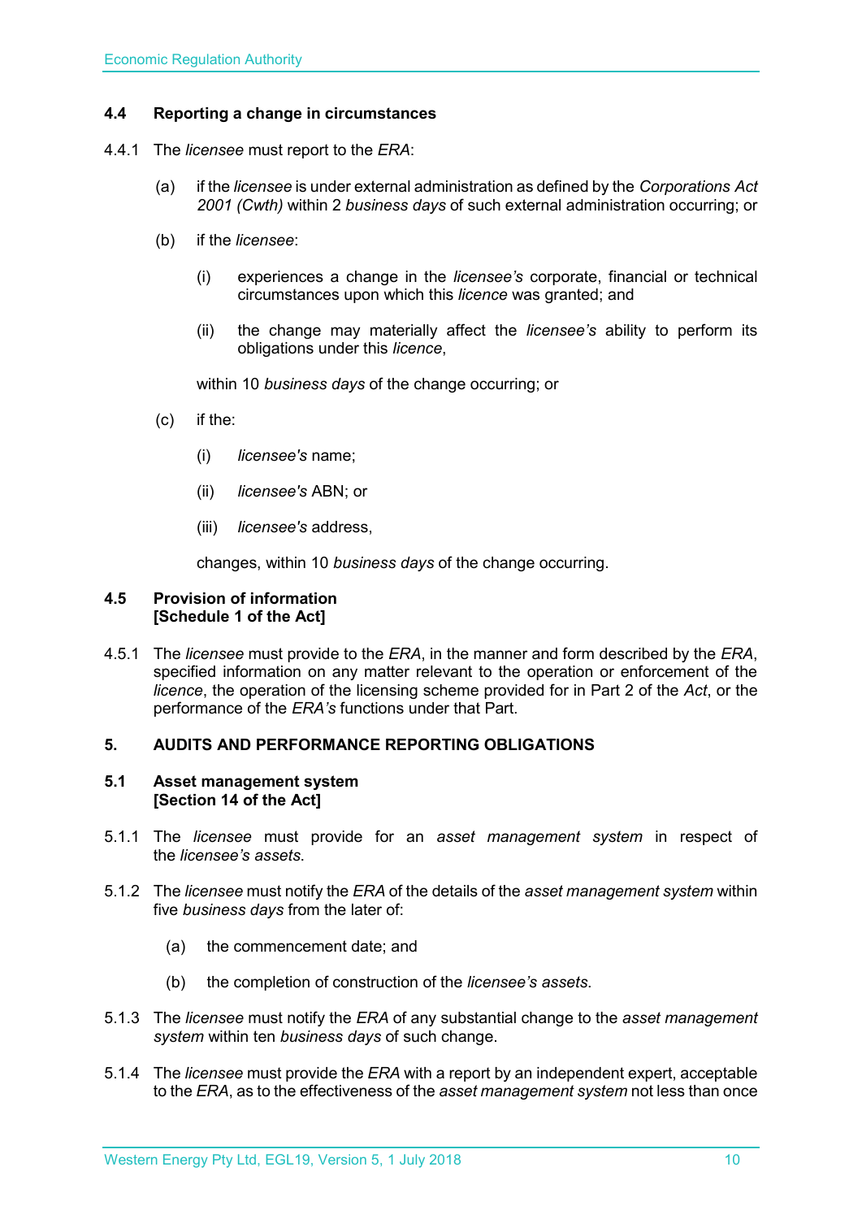### 4.4 Reporting a change in circumstances

4.4.1 The *licensee* must report to the *ERA*:

(a) if the *licensee* is under external administration as defined by the *Corporations Act 2001 (Cwth)* within 2 *business days* of such external administration occurring; or

(b) if the *licensee*:

(i) experiences a change in the *licensee's* corporate, financial or technical circumstances upon which this *licence* was granted; and

(ii) the change may materially affect the *licensee's* ability to perform its obligations under this *licence*,

within 10 *business days* of the change occurring; or

(c) if the:

(i) *licensee's* name;

(ii) *licensee's* ABN; or

(iii) *licensee's* address,

changes, within 10 *business days* of the change occurring.

### 4.5 Provision of information [Schedule 1 of the Act]

4.5.1 The *licensee* must provide to the *ERA*, in the manner and form described by the *ERA*, specified information on any matter relevant to the operation or enforcement of the *licence*, the operation of the licensing scheme provided for in Part 2 of the *Act*, or the performance of the *ERA's* functions under that Part.

## 5. AUDITS AND PERFORMANCE REPORTING OBLIGATIONS

### 5.1 Asset management system [Section 14 of the Act]

5.1.1 The *licensee* must provide for an *asset management system* in respect of the *licensee's assets*.

5.1.2 The *licensee* must notify the *ERA* of the details of the *asset management system* within five *business days* from the later of:

(a) the commencement date; and

(b) the completion of construction of the *licensee's assets*.

5.1.3 The *licensee* must notify the *ERA* of any substantial change to the *asset management system* within ten *business days* of such change.

5.1.4 The *licensee* must provide the *ERA* with a report by an independent expert, acceptable to the *ERA*, as to the effectiveness of the *asset management system* not less than once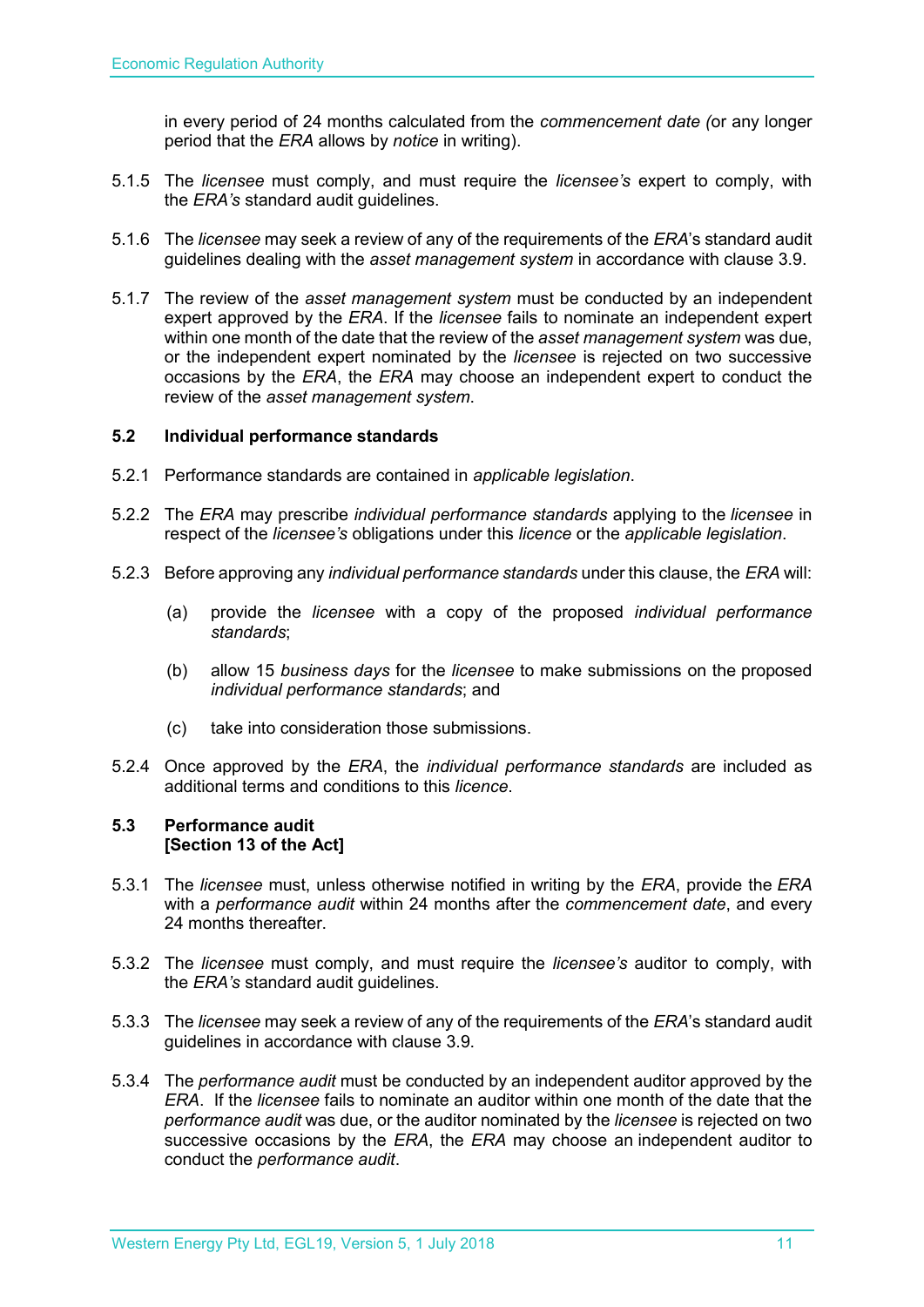in every period of 24 months calculated from the *commencement date (*or any longer period that the *ERA* allows by *notice* in writing).

5.1.5 The *licensee* must comply, and must require the *licensee's* expert to comply, with the *ERA's* standard audit guidelines.

5.1.6 The *licensee* may seek a review of any of the requirements of the *ERA*'s standard audit guidelines dealing with the *asset management system* in accordance with clause 3.9.

5.1.7 The review of the *asset management system* must be conducted by an independent expert approved by the *ERA*. If the *licensee* fails to nominate an independent expert within one month of the date that the review of the *asset management system* was due, or the independent expert nominated by the *licensee* is rejected on two successive occasions by the *ERA*, the *ERA* may choose an independent expert to conduct the review of the *asset management system*.

### 5.2 Individual performance standards

5.2.1 Performance standards are contained in *applicable legislation*.

5.2.2 The *ERA* may prescribe *individual performance standards* applying to the *licensee* in respect of the *licensee's* obligations under this *licence* or the *applicable legislation*.

5.2.3 Before approving any *individual performance standards* under this clause, the *ERA* will:

(a) provide the *licensee* with a copy of the proposed *individual performance standards*;

(b) allow 15 *business days* for the *licensee* to make submissions on the proposed *individual performance standards*; and

(c) take into consideration those submissions.

5.2.4 Once approved by the *ERA*, the *individual performance standards* are included as additional terms and conditions to this *licence*.

### 5.3 Performance audit [Section 13 of the Act]

5.3.1 The *licensee* must, unless otherwise notified in writing by the *ERA*, provide the *ERA* with a *performance audit* within 24 months after the *commencement date*, and every 24 months thereafter.

5.3.2 The *licensee* must comply, and must require the *licensee's* auditor to comply, with the *ERA's* standard audit guidelines.

5.3.3 The *licensee* may seek a review of any of the requirements of the *ERA*'s standard audit guidelines in accordance with clause 3.9.

5.3.4 The *performance audit* must be conducted by an independent auditor approved by the *ERA*. If the *licensee* fails to nominate an auditor within one month of the date that the *performance audit* was due, or the auditor nominated by the *licensee* is rejected on two successive occasions by the *ERA*, the *ERA* may choose an independent auditor to conduct the *performance audit*.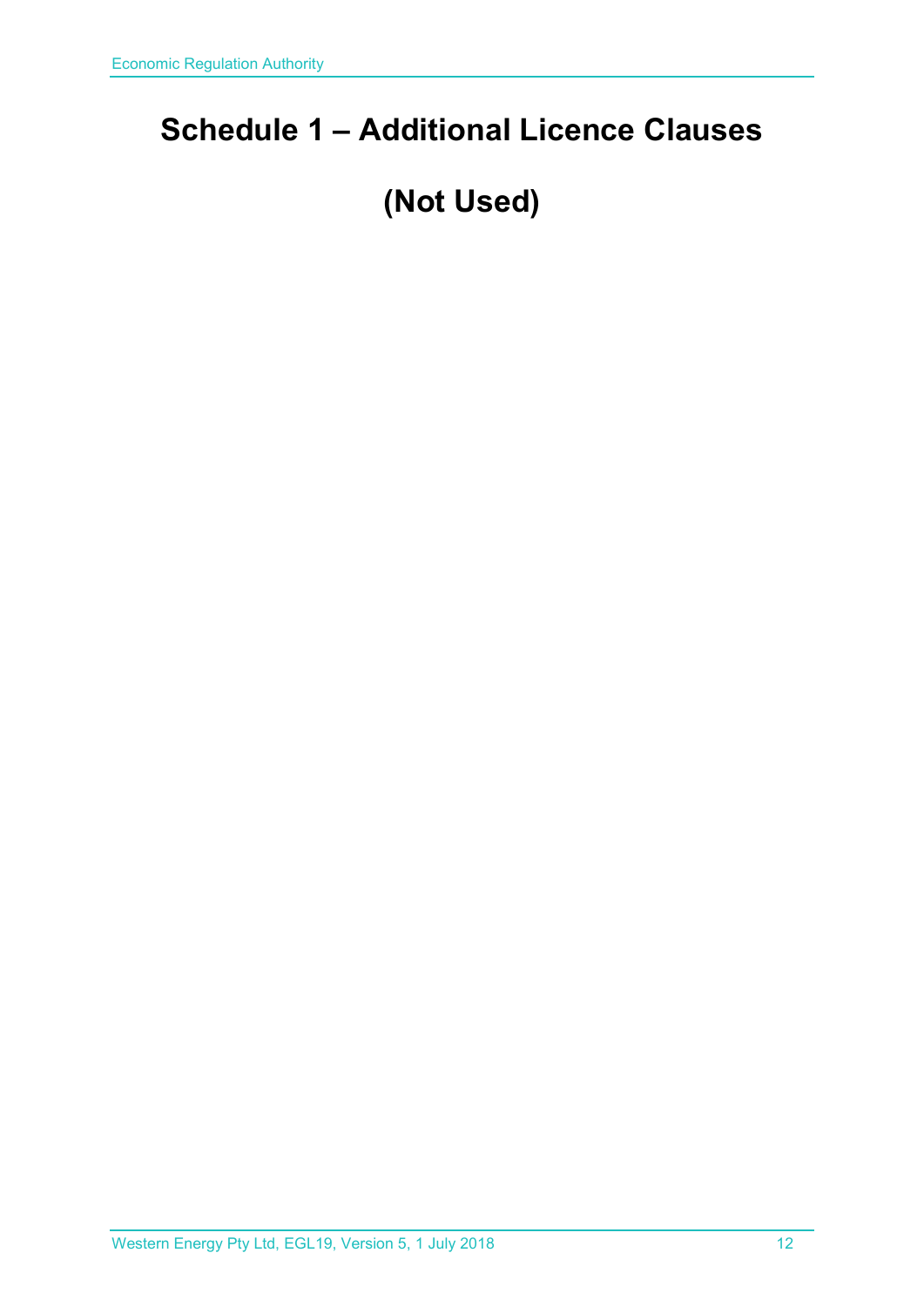# Schedule 1 – Additional Licence Clauses

# (Not Used)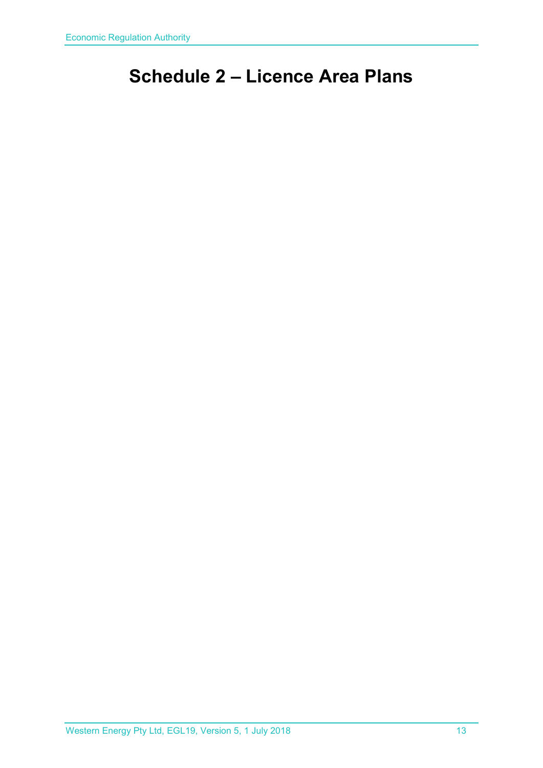# Schedule 2 – Licence Area Plans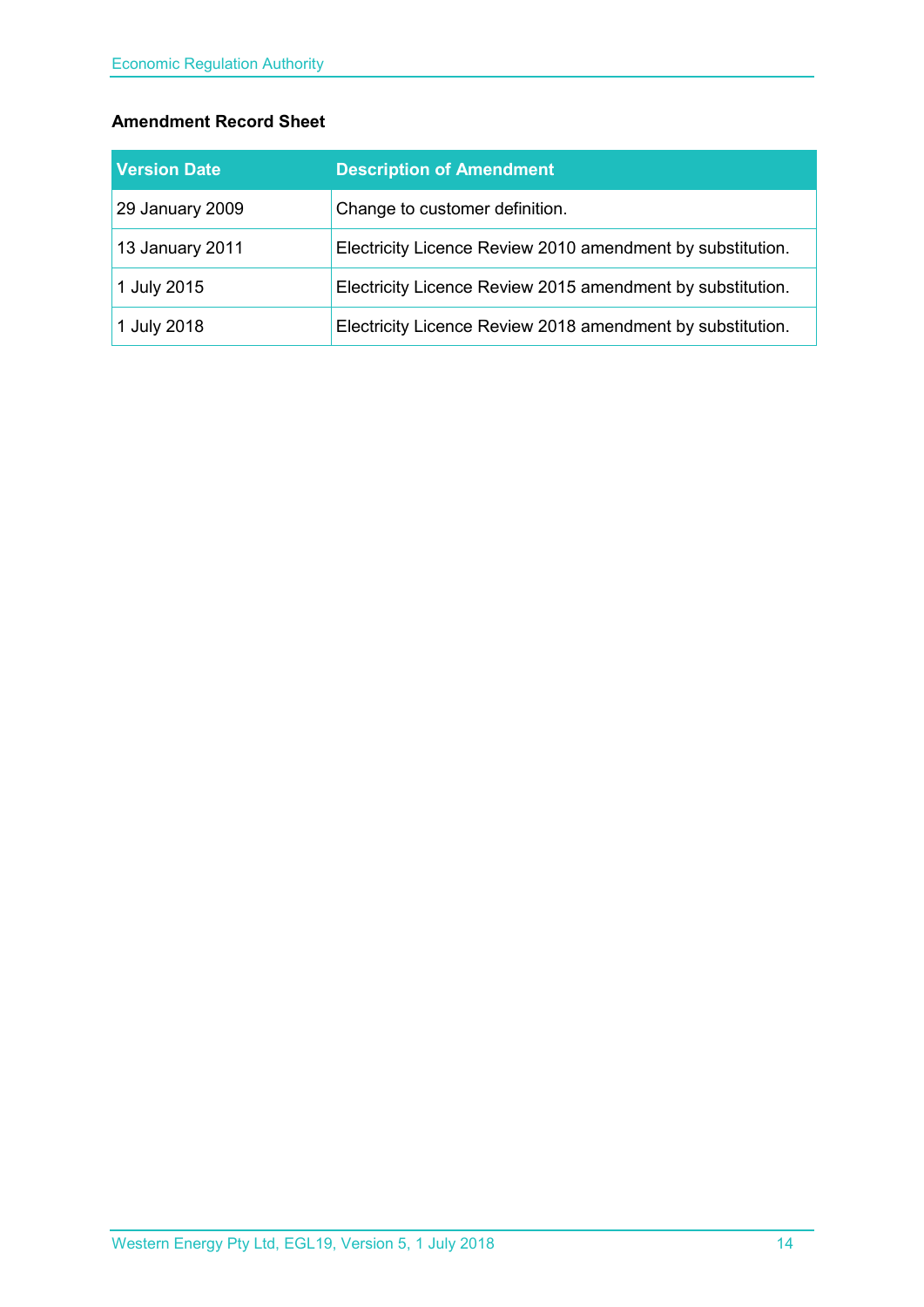**Amendment Record Sheet**

| Version Date | Description of Amendment |
|---|---|
| 29 January 2009 | Change to customer definition. |
| 13 January 2011 | Electricity Licence Review 2010 amendment by substitution. |
| 1 July 2015 | Electricity Licence Review 2015 amendment by substitution. |
| 1 July 2018 | Electricity Licence Review 2018 amendment by substitution. |